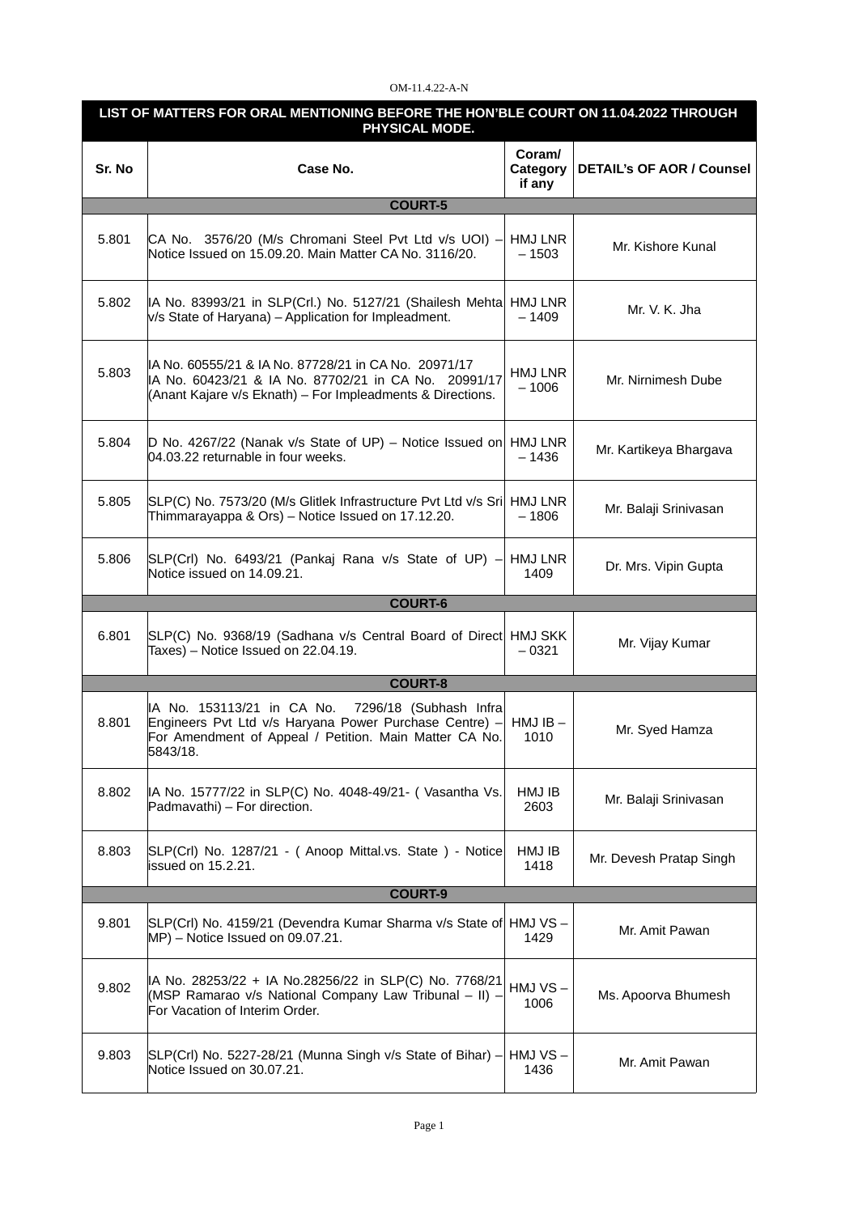OM-11.4.22-A-N

| LIST OF MATTERS FOR ORAL MENTIONING BEFORE THE HON'BLE COURT ON 11.04.2022 THROUGH PHYSICAL MODE. | | | |
|---|---|---|---|
| **Sr. No** | **Case No.** | **Coram/ Category if any** | **DETAIL's OF AOR / Counsel** |
| **COURT-5** | | | |
| 5.801 | CA No. 3576/20 (M/s Chromani Steel Pvt Ltd v/s UOI) – Notice Issued on 15.09.20. Main Matter CA No. 3116/20. | HMJ LNR – 1503 | Mr. Kishore Kunal |
| 5.802 | IA No. 83993/21 in SLP(Crl.) No. 5127/21 (Shailesh Mehta v/s State of Haryana) – Application for Impleadment. | HMJ LNR – 1409 | Mr. V. K. Jha |
| 5.803 | IA No. 60555/21 & IA No. 87728/21 in CA No. 20971/17 IA No. 60423/21 & IA No. 87702/21 in CA No. 20991/17 (Anant Kajare v/s Eknath) – For Impleadments & Directions. | HMJ LNR – 1006 | Mr. Nirnimesh Dube |
| 5.804 | D No. 4267/22 (Nanak v/s State of UP) – Notice Issued on 04.03.22 returnable in four weeks. | HMJ LNR – 1436 | Mr. Kartikeya Bhargava |
| 5.805 | SLP(C) No. 7573/20 (M/s Glitlek Infrastructure Pvt Ltd v/s Sri Thimmarayappa & Ors) – Notice Issued on 17.12.20. | HMJ LNR – 1806 | Mr. Balaji Srinivasan |
| 5.806 | SLP(Crl) No. 6493/21 (Pankaj Rana v/s State of UP) – Notice issued on 14.09.21. | HMJ LNR 1409 | Dr. Mrs. Vipin Gupta |
| **COURT-6** | | | |
| 6.801 | SLP(C) No. 9368/19 (Sadhana v/s Central Board of Direct Taxes) – Notice Issued on 22.04.19. | HMJ SKK – 0321 | Mr. Vijay Kumar |
| **COURT-8** | | | |
| 8.801 | IA No. 153113/21 in CA No. 7296/18 (Subhash Infra Engineers Pvt Ltd v/s Haryana Power Purchase Centre) – For Amendment of Appeal / Petition. Main Matter CA No. 5843/18. | HMJ IB – 1010 | Mr. Syed Hamza |
| 8.802 | IA No. 15777/22 in SLP(C) No. 4048-49/21- ( Vasantha Vs. Padmavathi) – For direction. | HMJ IB 2603 | Mr. Balaji Srinivasan |
| 8.803 | SLP(Crl) No. 1287/21 - ( Anoop Mittal.vs. State ) - Notice issued on 15.2.21. | HMJ IB 1418 | Mr. Devesh Pratap Singh |
| **COURT-9** | | | |
| 9.801 | SLP(Crl) No. 4159/21 (Devendra Kumar Sharma v/s State of MP) – Notice Issued on 09.07.21. | HMJ VS – 1429 | Mr. Amit Pawan |
| 9.802 | IA No. 28253/22 + IA No.28256/22 in SLP(C) No. 7768/21 (MSP Ramarao v/s National Company Law Tribunal – II) – For Vacation of Interim Order. | HMJ VS – 1006 | Ms. Apoorva Bhumesh |
| 9.803 | SLP(Crl) No. 5227-28/21 (Munna Singh v/s State of Bihar) – Notice Issued on 30.07.21. | HMJ VS – 1436 | Mr. Amit Pawan |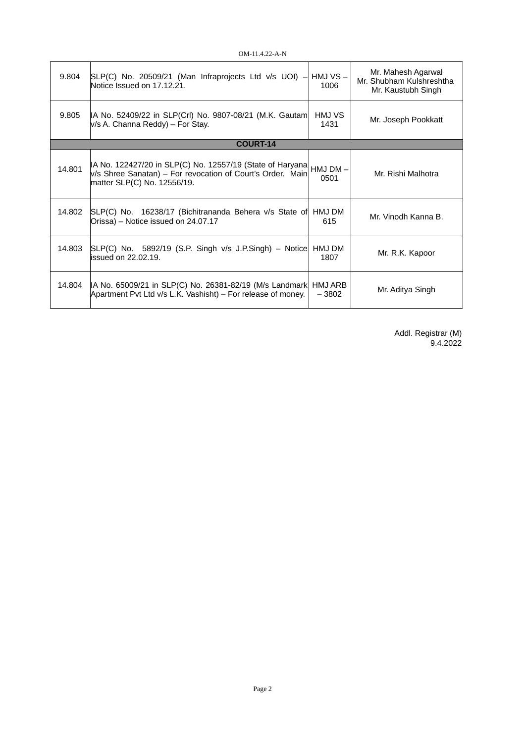| | | | |
|---|---|---|---|
| 9.804 | SLP(C) No. 20509/21 (Man Infraprojects Ltd v/s UOI) – Notice Issued on 17.12.21. | HMJ VS – 1006 | Mr. Mahesh Agarwal<br>Mr. Shubham Kulshreshtha<br>Mr. Kaustubh Singh |
| 9.805 | IA No. 52409/22 in SLP(Crl) No. 9807-08/21 (M.K. Gautam v/s A. Channa Reddy) – For Stay. | HMJ VS 1431 | Mr. Joseph Pookkatt |
| **COURT-14** | | | |
| 14.801 | IA No. 122427/20 in SLP(C) No. 12557/19 (State of Haryana v/s Shree Sanatan) – For revocation of Court's Order. Main matter SLP(C) No. 12556/19. | HMJ DM – 0501 | Mr. Rishi Malhotra |
| 14.802 | SLP(C) No. 16238/17 (Bichitrananda Behera v/s State of Orissa) – Notice issued on 24.07.17 | HMJ DM 615 | Mr. Vinodh Kanna B. |
| 14.803 | SLP(C) No. 5892/19 (S.P. Singh v/s J.P.Singh) – Notice issued on 22.02.19. | HMJ DM 1807 | Mr. R.K. Kapoor |
| 14.804 | IA No. 65009/21 in SLP(C) No. 26381-82/19 (M/s Landmark Apartment Pvt Ltd v/s L.K. Vashisht) – For release of money. | HMJ ARB – 3802 | Mr. Aditya Singh |

Addl. Registrar (M)
9.4.2022